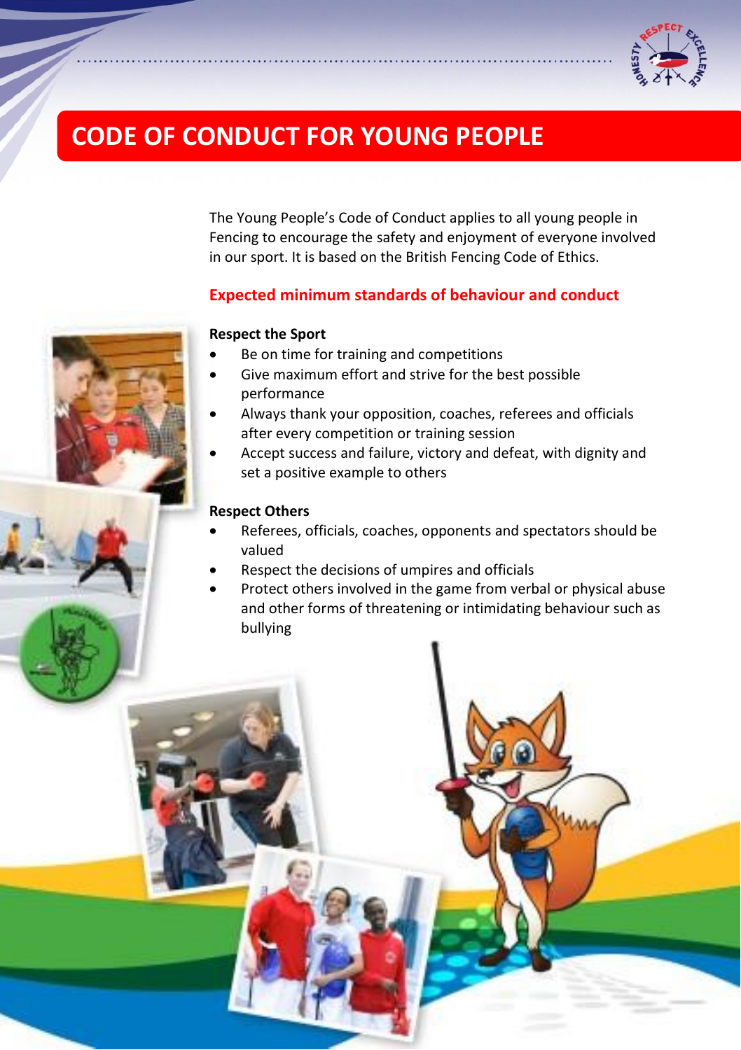# CODE OF CONDUCT FOR YOUNG PEOPLE

The Young People's Code of Conduct applies to all young people in Fencing to encourage the safety and enjoyment of everyone involved in our sport. It is based on the British Fencing Code of Ethics.

## Expected minimum standards of behaviour and conduct

**Respect the Sport**

- Be on time for training and competitions
- Give maximum effort and strive for the best possible performance
- Always thank your opposition, coaches, referees and officials after every competition or training session
- Accept success and failure, victory and defeat, with dignity and set a positive example to others

**Respect Others**

- Referees, officials, coaches, opponents and spectators should be valued
- Respect the decisions of umpires and officials
- Protect others involved in the game from verbal or physical abuse and other forms of threatening or intimidating behaviour such as bullying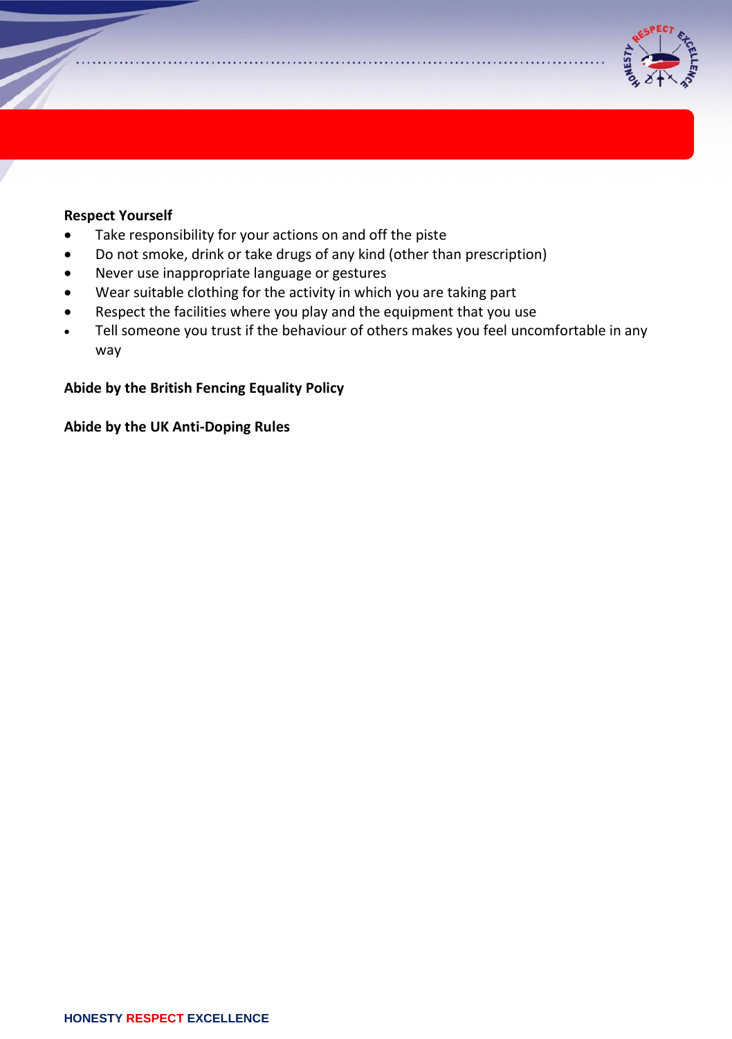**Respect Yourself**

- Take responsibility for your actions on and off the piste
- Do not smoke, drink or take drugs of any kind (other than prescription)
- Never use inappropriate language or gestures
- Wear suitable clothing for the activity in which you are taking part
- Respect the facilities where you play and the equipment that you use
- Tell someone you trust if the behaviour of others makes you feel uncomfortable in any way

**Abide by the British Fencing Equality Policy**

**Abide by the UK Anti-Doping Rules**